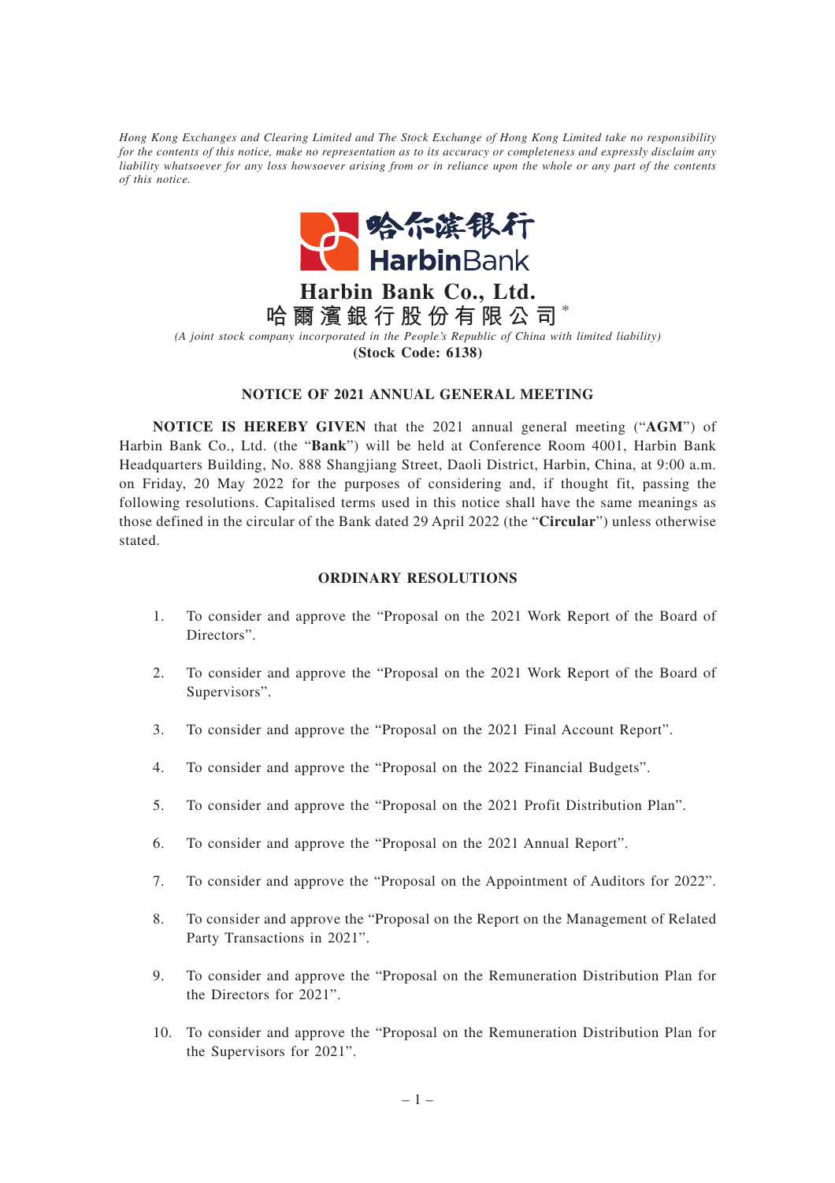*Hong Kong Exchanges and Clearing Limited and The Stock Exchange of Hong Kong Limited take no responsibility for the contents of this notice, make no representation as to its accuracy or completeness and expressly disclaim any liability whatsoever for any loss howsoever arising from or in reliance upon the whole or any part of the contents of this notice.*

# Harbin Bank Co., Ltd.
# 哈爾濱銀行股份有限公司*

*(A joint stock company incorporated in the People's Republic of China with limited liability)*

**(Stock Code: 6138)**

## NOTICE OF 2021 ANNUAL GENERAL MEETING

**NOTICE IS HEREBY GIVEN** that the 2021 annual general meeting ("**AGM**") of Harbin Bank Co., Ltd. (the "**Bank**") will be held at Conference Room 4001, Harbin Bank Headquarters Building, No. 888 Shangjiang Street, Daoli District, Harbin, China, at 9:00 a.m. on Friday, 20 May 2022 for the purposes of considering and, if thought fit, passing the following resolutions. Capitalised terms used in this notice shall have the same meanings as those defined in the circular of the Bank dated 29 April 2022 (the "**Circular**") unless otherwise stated.

## ORDINARY RESOLUTIONS

1. To consider and approve the "Proposal on the 2021 Work Report of the Board of Directors".
2. To consider and approve the "Proposal on the 2021 Work Report of the Board of Supervisors".
3. To consider and approve the "Proposal on the 2021 Final Account Report".
4. To consider and approve the "Proposal on the 2022 Financial Budgets".
5. To consider and approve the "Proposal on the 2021 Profit Distribution Plan".
6. To consider and approve the "Proposal on the 2021 Annual Report".
7. To consider and approve the "Proposal on the Appointment of Auditors for 2022".
8. To consider and approve the "Proposal on the Report on the Management of Related Party Transactions in 2021".
9. To consider and approve the "Proposal on the Remuneration Distribution Plan for the Directors for 2021".
10. To consider and approve the "Proposal on the Remuneration Distribution Plan for the Supervisors for 2021".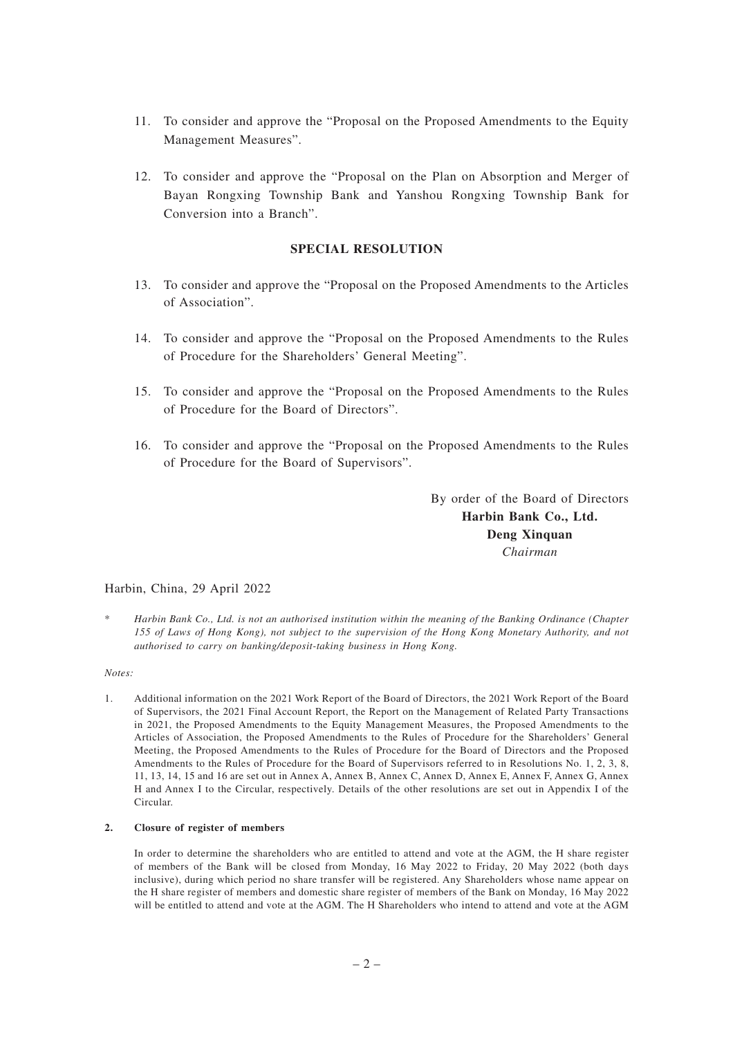11. To consider and approve the "Proposal on the Proposed Amendments to the Equity Management Measures".

12. To consider and approve the "Proposal on the Plan on Absorption and Merger of Bayan Rongxing Township Bank and Yanshou Rongxing Township Bank for Conversion into a Branch".

**SPECIAL RESOLUTION**

13. To consider and approve the "Proposal on the Proposed Amendments to the Articles of Association".

14. To consider and approve the "Proposal on the Proposed Amendments to the Rules of Procedure for the Shareholders' General Meeting".

15. To consider and approve the "Proposal on the Proposed Amendments to the Rules of Procedure for the Board of Directors".

16. To consider and approve the "Proposal on the Proposed Amendments to the Rules of Procedure for the Board of Supervisors".

By order of the Board of Directors
**Harbin Bank Co., Ltd.**
**Deng Xinquan**
*Chairman*

Harbin, China, 29 April 2022

\* *Harbin Bank Co., Ltd. is not an authorised institution within the meaning of the Banking Ordinance (Chapter 155 of Laws of Hong Kong), not subject to the supervision of the Hong Kong Monetary Authority, and not authorised to carry on banking/deposit-taking business in Hong Kong.*

*Notes:*

1. Additional information on the 2021 Work Report of the Board of Directors, the 2021 Work Report of the Board of Supervisors, the 2021 Final Account Report, the Report on the Management of Related Party Transactions in 2021, the Proposed Amendments to the Equity Management Measures, the Proposed Amendments to the Articles of Association, the Proposed Amendments to the Rules of Procedure for the Shareholders' General Meeting, the Proposed Amendments to the Rules of Procedure for the Board of Directors and the Proposed Amendments to the Rules of Procedure for the Board of Supervisors referred to in Resolutions No. 1, 2, 3, 8, 11, 13, 14, 15 and 16 are set out in Annex A, Annex B, Annex C, Annex D, Annex E, Annex F, Annex G, Annex H and Annex I to the Circular, respectively. Details of the other resolutions are set out in Appendix I of the Circular.

2. **Closure of register of members**

   In order to determine the shareholders who are entitled to attend and vote at the AGM, the H share register of members of the Bank will be closed from Monday, 16 May 2022 to Friday, 20 May 2022 (both days inclusive), during which period no share transfer will be registered. Any Shareholders whose name appear on the H share register of members and domestic share register of members of the Bank on Monday, 16 May 2022 will be entitled to attend and vote at the AGM. The H Shareholders who intend to attend and vote at the AGM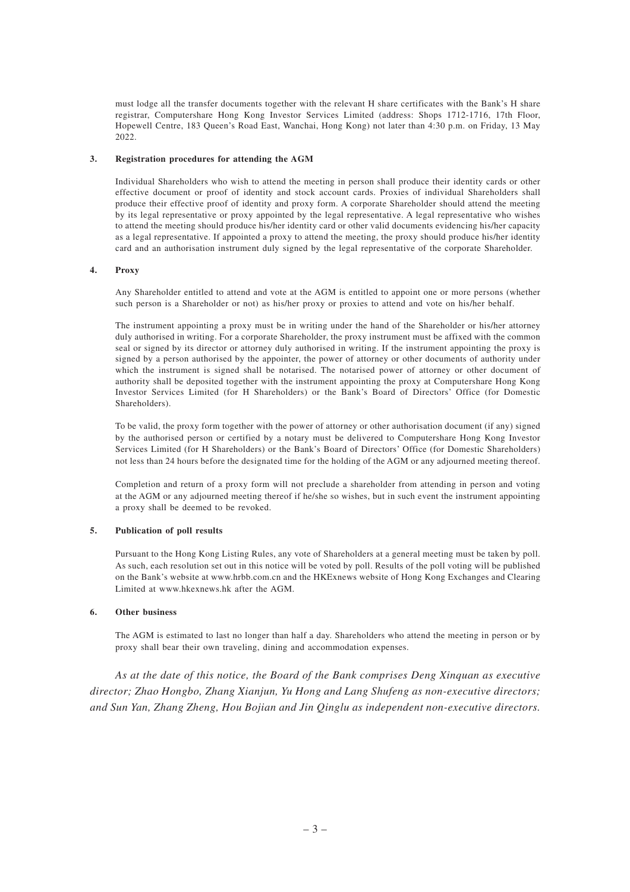must lodge all the transfer documents together with the relevant H share certificates with the Bank's H share registrar, Computershare Hong Kong Investor Services Limited (address: Shops 1712-1716, 17th Floor, Hopewell Centre, 183 Queen's Road East, Wanchai, Hong Kong) not later than 4:30 p.m. on Friday, 13 May 2022.

**3. Registration procedures for attending the AGM**

Individual Shareholders who wish to attend the meeting in person shall produce their identity cards or other effective document or proof of identity and stock account cards. Proxies of individual Shareholders shall produce their effective proof of identity and proxy form. A corporate Shareholder should attend the meeting by its legal representative or proxy appointed by the legal representative. A legal representative who wishes to attend the meeting should produce his/her identity card or other valid documents evidencing his/her capacity as a legal representative. If appointed a proxy to attend the meeting, the proxy should produce his/her identity card and an authorisation instrument duly signed by the legal representative of the corporate Shareholder.

**4. Proxy**

Any Shareholder entitled to attend and vote at the AGM is entitled to appoint one or more persons (whether such person is a Shareholder or not) as his/her proxy or proxies to attend and vote on his/her behalf.

The instrument appointing a proxy must be in writing under the hand of the Shareholder or his/her attorney duly authorised in writing. For a corporate Shareholder, the proxy instrument must be affixed with the common seal or signed by its director or attorney duly authorised in writing. If the instrument appointing the proxy is signed by a person authorised by the appointer, the power of attorney or other documents of authority under which the instrument is signed shall be notarised. The notarised power of attorney or other document of authority shall be deposited together with the instrument appointing the proxy at Computershare Hong Kong Investor Services Limited (for H Shareholders) or the Bank's Board of Directors' Office (for Domestic Shareholders).

To be valid, the proxy form together with the power of attorney or other authorisation document (if any) signed by the authorised person or certified by a notary must be delivered to Computershare Hong Kong Investor Services Limited (for H Shareholders) or the Bank's Board of Directors' Office (for Domestic Shareholders) not less than 24 hours before the designated time for the holding of the AGM or any adjourned meeting thereof.

Completion and return of a proxy form will not preclude a shareholder from attending in person and voting at the AGM or any adjourned meeting thereof if he/she so wishes, but in such event the instrument appointing a proxy shall be deemed to be revoked.

**5. Publication of poll results**

Pursuant to the Hong Kong Listing Rules, any vote of Shareholders at a general meeting must be taken by poll. As such, each resolution set out in this notice will be voted by poll. Results of the poll voting will be published on the Bank's website at www.hrbb.com.cn and the HKExnews website of Hong Kong Exchanges and Clearing Limited at www.hkexnews.hk after the AGM.

**6. Other business**

The AGM is estimated to last no longer than half a day. Shareholders who attend the meeting in person or by proxy shall bear their own traveling, dining and accommodation expenses.

*As at the date of this notice, the Board of the Bank comprises Deng Xinquan as executive director; Zhao Hongbo, Zhang Xianjun, Yu Hong and Lang Shufeng as non-executive directors; and Sun Yan, Zhang Zheng, Hou Bojian and Jin Qinglu as independent non-executive directors.*